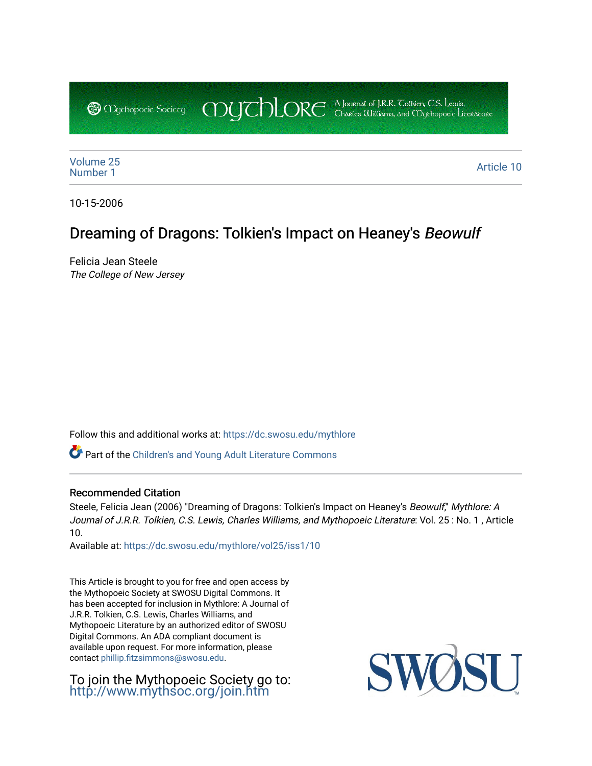Mythopoeic Society | Mythlore | A Journal of J.R.R. Tolkien, C.S. Lewis, Charles Williams, and Mythopoeic Literature

Volume 25
Number 1

Article 10

10-15-2006

# Dreaming of Dragons: Tolkien's Impact on Heaney's *Beowulf*

Felicia Jean Steele
*The College of New Jersey*

Follow this and additional works at: https://dc.swosu.edu/mythlore

Part of the Children's and Young Adult Literature Commons

## Recommended Citation

Steele, Felicia Jean (2006) "Dreaming of Dragons: Tolkien's Impact on Heaney's *Beowulf*," *Mythlore: A Journal of J.R.R. Tolkien, C.S. Lewis, Charles Williams, and Mythopoeic Literature*: Vol. 25 : No. 1 , Article 10.
Available at: https://dc.swosu.edu/mythlore/vol25/iss1/10

This Article is brought to you for free and open access by the Mythopoeic Society at SWOSU Digital Commons. It has been accepted for inclusion in Mythlore: A Journal of J.R.R. Tolkien, C.S. Lewis, Charles Williams, and Mythopoeic Literature by an authorized editor of SWOSU Digital Commons. An ADA compliant document is available upon request. For more information, please contact phillip.fitzsimmons@swosu.edu.

To join the Mythopoeic Society go to: http://www.mythsoc.org/join.htm

SWOSU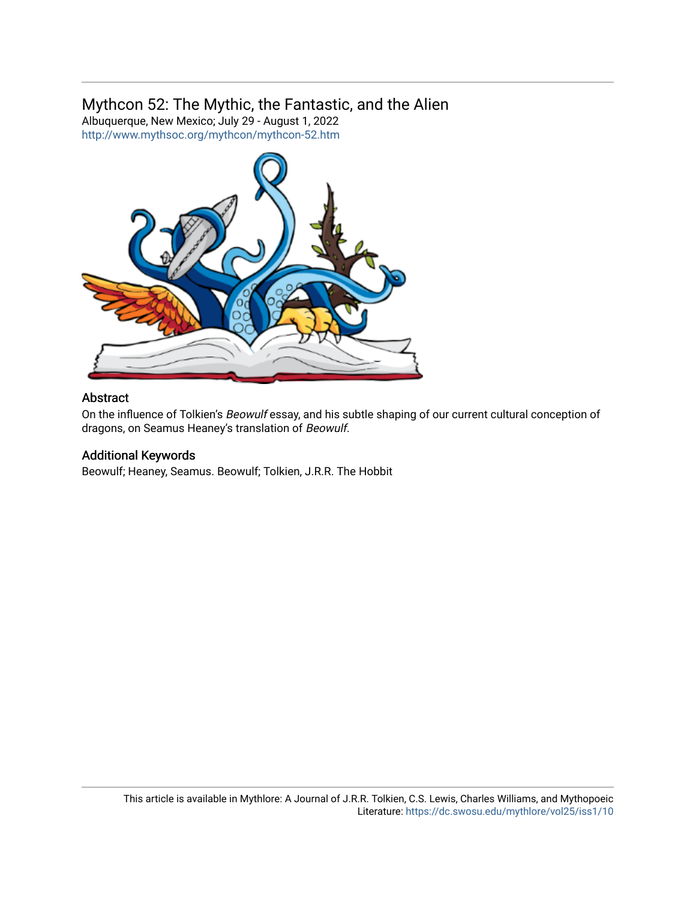# Mythcon 52: The Mythic, the Fantastic, and the Alien

Albuquerque, New Mexico; July 29 - August 1, 2022
http://www.mythsoc.org/mythcon/mythcon-52.htm

## Abstract

On the influence of Tolkien's *Beowulf* essay, and his subtle shaping of our current cultural conception of dragons, on Seamus Heaney's translation of *Beowulf*.

## Additional Keywords

Beowulf; Heaney, Seamus. Beowulf; Tolkien, J.R.R. The Hobbit

This article is available in Mythlore: A Journal of J.R.R. Tolkien, C.S. Lewis, Charles Williams, and Mythopoeic Literature: https://dc.swosu.edu/mythlore/vol25/iss1/10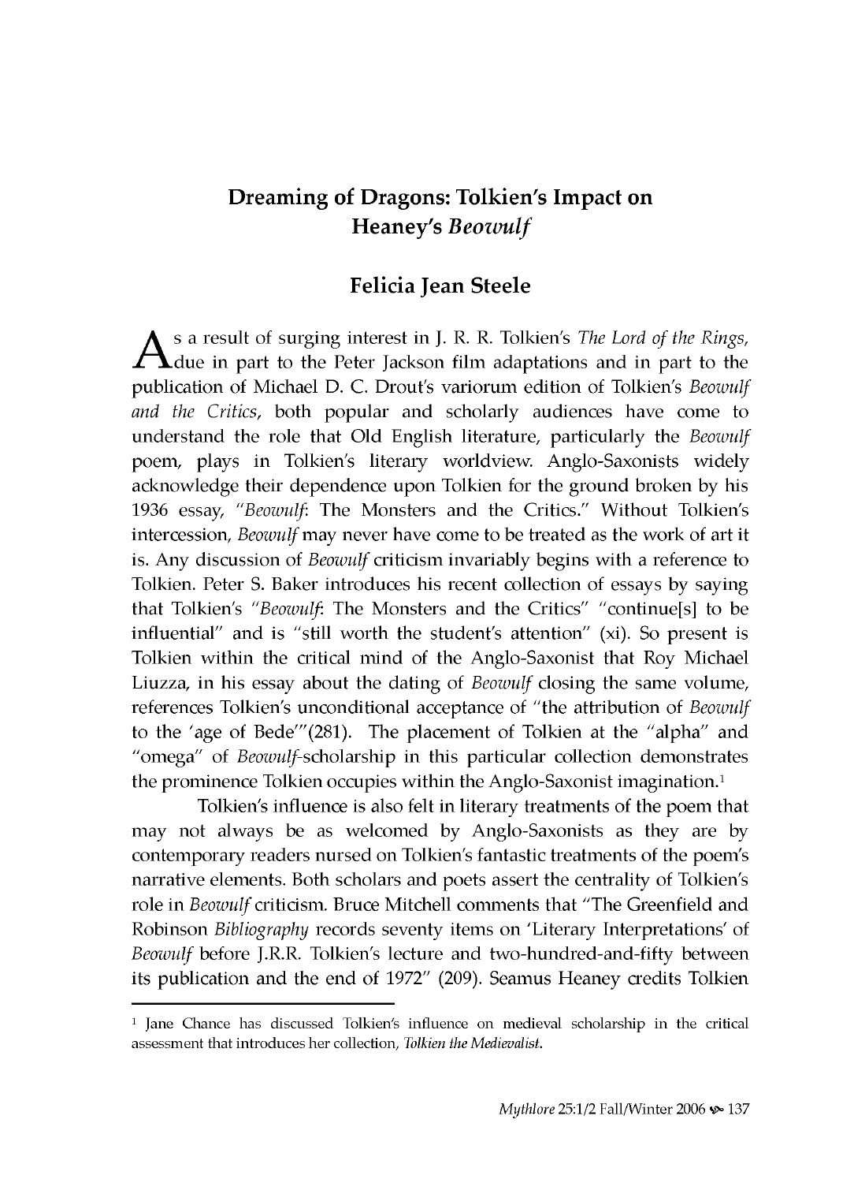# Dreaming of Dragons: Tolkien's Impact on Heaney's *Beowulf*

## Felicia Jean Steele

As a result of surging interest in J. R. R. Tolkien's *The Lord of the Rings*, due in part to the Peter Jackson film adaptations and in part to the publication of Michael D. C. Drout's variorum edition of Tolkien's *Beowulf and the Critics*, both popular and scholarly audiences have come to understand the role that Old English literature, particularly the *Beowulf* poem, plays in Tolkien's literary worldview. Anglo-Saxonists widely acknowledge their dependence upon Tolkien for the ground broken by his 1936 essay, "*Beowulf*: The Monsters and the Critics." Without Tolkien's intercession, *Beowulf* may never have come to be treated as the work of art it is. Any discussion of *Beowulf* criticism invariably begins with a reference to Tolkien. Peter S. Baker introduces his recent collection of essays by saying that Tolkien's "*Beowulf*: The Monsters and the Critics" "continue[s] to be influential" and is "still worth the student's attention" (xi). So present is Tolkien within the critical mind of the Anglo-Saxonist that Roy Michael Liuzza, in his essay about the dating of *Beowulf* closing the same volume, references Tolkien's unconditional acceptance of "the attribution of *Beowulf* to the 'age of Bede'"(281). The placement of Tolkien at the "alpha" and "omega" of *Beowulf*-scholarship in this particular collection demonstrates the prominence Tolkien occupies within the Anglo-Saxonist imagination.[1]

Tolkien's influence is also felt in literary treatments of the poem that may not always be as welcomed by Anglo-Saxonists as they are by contemporary readers nursed on Tolkien's fantastic treatments of the poem's narrative elements. Both scholars and poets assert the centrality of Tolkien's role in *Beowulf* criticism. Bruce Mitchell comments that "The Greenfield and Robinson *Bibliography* records seventy items on 'Literary Interpretations' of *Beowulf* before J.R.R. Tolkien's lecture and two-hundred-and-fifty between its publication and the end of 1972" (209). Seamus Heaney credits Tolkien

---

[1] Jane Chance has discussed Tolkien's influence on medieval scholarship in the critical assessment that introduces her collection, *Tolkien the Medievalist*.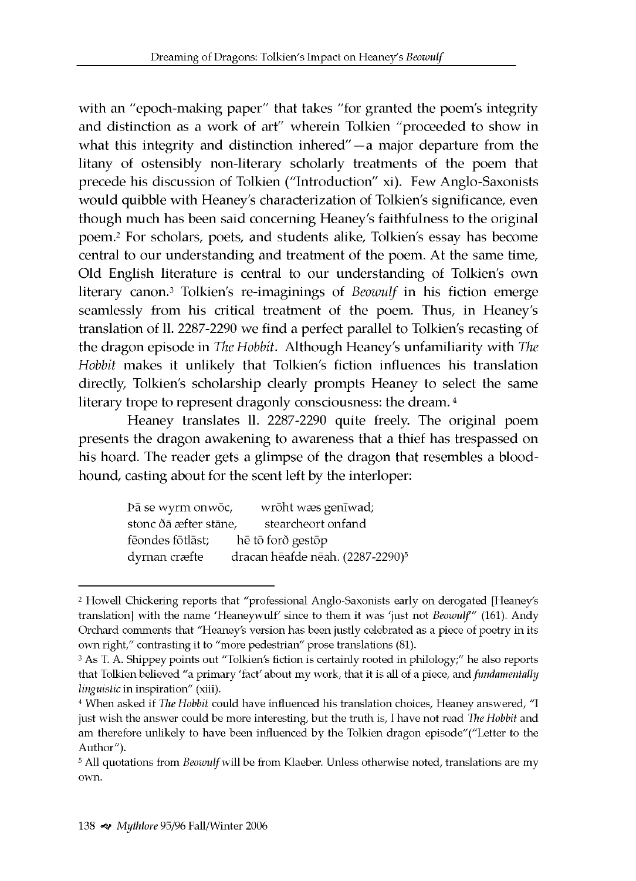with an "epoch-making paper" that takes "for granted the poem's integrity and distinction as a work of art" wherein Tolkien "proceeded to show in what this integrity and distinction inhered"—a major departure from the litany of ostensibly non-literary scholarly treatments of the poem that precede his discussion of Tolkien ("Introduction" xi). Few Anglo-Saxonists would quibble with Heaney's characterization of Tolkien's significance, even though much has been said concerning Heaney's faithfulness to the original poem.[2] For scholars, poets, and students alike, Tolkien's essay has become central to our understanding and treatment of the poem. At the same time, Old English literature is central to our understanding of Tolkien's own literary canon.[3] Tolkien's re-imaginings of *Beowulf* in his fiction emerge seamlessly from his critical treatment of the poem. Thus, in Heaney's translation of ll. 2287-2290 we find a perfect parallel to Tolkien's recasting of the dragon episode in *The Hobbit*. Although Heaney's unfamiliarity with *The Hobbit* makes it unlikely that Tolkien's fiction influences his translation directly, Tolkien's scholarship clearly prompts Heaney to select the same literary trope to represent dragonly consciousness: the dream.[4]

Heaney translates ll. 2287-2290 quite freely. The original poem presents the dragon awakening to awareness that a thief has trespassed on his hoard. The reader gets a glimpse of the dragon that resembles a blood-hound, casting about for the scent left by the interloper:

> Þā se wyrm onwōc, wrōht wæs genīwad;
> stonc ðā æfter stāne, stearcheort onfand
> fēondes fōtlāst; hē tō forð gestōp
> dyrnan cræfte dracan hēafde nēah. (2287-2290)[5]

---

[2] Howell Chickering reports that "professional Anglo-Saxonists early on derogated [Heaney's translation] with the name 'Heaneywulf' since to them it was 'just not *Beowulf*'" (161). Andy Orchard comments that "Heaney's version has been justly celebrated as a piece of poetry in its own right," contrasting it to "more pedestrian" prose translations (81).

[3] As T. A. Shippey points out "Tolkien's fiction is certainly rooted in philology;" he also reports that Tolkien believed "a primary 'fact' about my work, that it is all of a piece, and *fundamentally linguistic* in inspiration" (xiii).

[4] When asked if *The Hobbit* could have influenced his translation choices, Heaney answered, "I just wish the answer could be more interesting, but the truth is, I have not read *The Hobbit* and am therefore unlikely to have been influenced by the Tolkien dragon episode"("Letter to the Author").

[5] All quotations from *Beowulf* will be from Klaeber. Unless otherwise noted, translations are my own.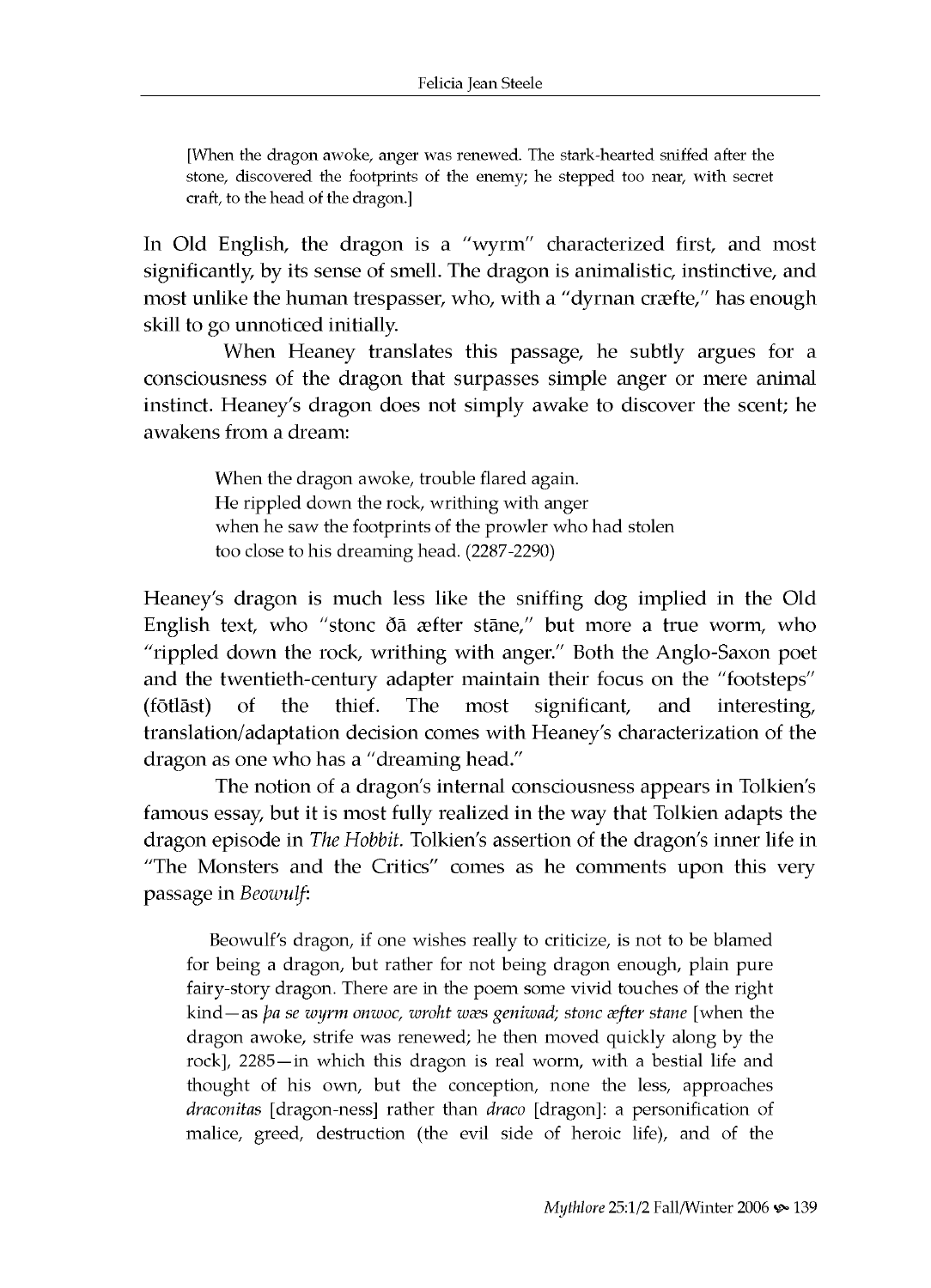> [When the dragon awoke, anger was renewed. The stark-hearted sniffed after the stone, discovered the footprints of the enemy; he stepped too near, with secret craft, to the head of the dragon.]

In Old English, the dragon is a "wyrm" characterized first, and most significantly, by its sense of smell. The dragon is animalistic, instinctive, and most unlike the human trespasser, who, with a "dyrnan cræfte," has enough skill to go unnoticed initially.

When Heaney translates this passage, he subtly argues for a consciousness of the dragon that surpasses simple anger or mere animal instinct. Heaney's dragon does not simply awake to discover the scent; he awakens from a dream:

> When the dragon awoke, trouble flared again.
> He rippled down the rock, writhing with anger
> when he saw the footprints of the prowler who had stolen
> too close to his dreaming head. (2287-2290)

Heaney's dragon is much less like the sniffing dog implied in the Old English text, who "stonc ðā æfter stāne," but more a true worm, who "rippled down the rock, writhing with anger." Both the Anglo-Saxon poet and the twentieth-century adapter maintain their focus on the "footsteps" (fōtlāst) of the thief. The most significant, and interesting, translation/adaptation decision comes with Heaney's characterization of the dragon as one who has a "dreaming head."

The notion of a dragon's internal consciousness appears in Tolkien's famous essay, but it is most fully realized in the way that Tolkien adapts the dragon episode in *The Hobbit*. Tolkien's assertion of the dragon's inner life in "The Monsters and the Critics" comes as he comments upon this very passage in *Beowulf*:

> Beowulf's dragon, if one wishes really to criticize, is not to be blamed for being a dragon, but rather for not being dragon enough, plain pure fairy-story dragon. There are in the poem some vivid touches of the right kind—as *þa se wyrm onwoc, wroht wæs geniwad; stonc æfter stane* [when the dragon awoke, strife was renewed; he then moved quickly along by the rock], 2285—in which this dragon is real worm, with a bestial life and thought of his own, but the conception, none the less, approaches *draconitas* [dragon-ness] rather than *draco* [dragon]: a personification of malice, greed, destruction (the evil side of heroic life), and of the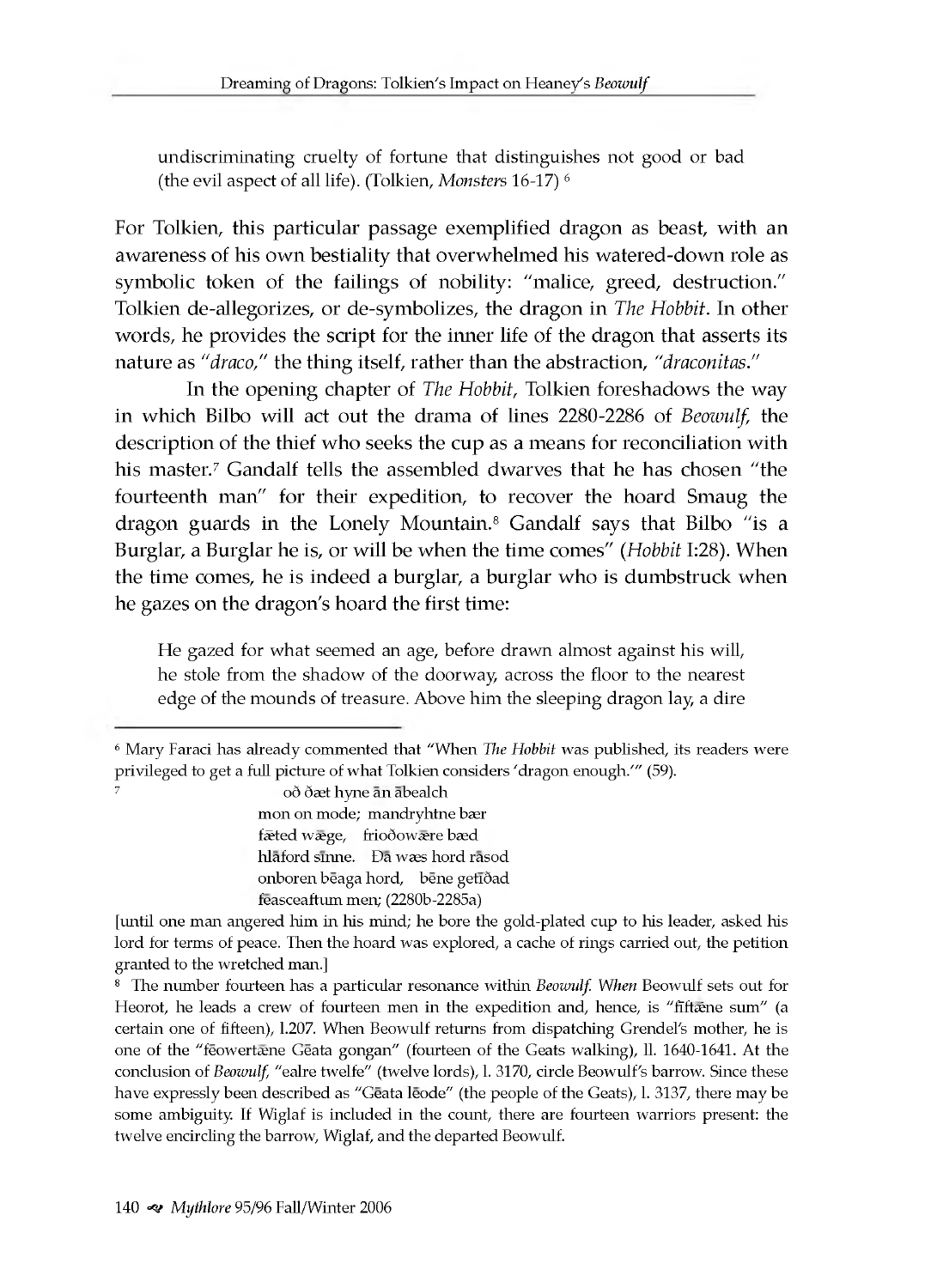undiscriminating cruelty of fortune that distinguishes not good or bad (the evil aspect of all life). (Tolkien, *Monsters* 16-17) [6]

For Tolkien, this particular passage exemplified dragon as beast, with an awareness of his own bestiality that overwhelmed his watered-down role as symbolic token of the failings of nobility: "malice, greed, destruction." Tolkien de-allegorizes, or de-symbolizes, the dragon in *The Hobbit*. In other words, he provides the script for the inner life of the dragon that asserts its nature as *"draco,"* the thing itself, rather than the abstraction, *"draconitas."*

In the opening chapter of *The Hobbit*, Tolkien foreshadows the way in which Bilbo will act out the drama of lines 2280-2286 of *Beowulf*, the description of the thief who seeks the cup as a means for reconciliation with his master.[7] Gandalf tells the assembled dwarves that he has chosen "the fourteenth man" for their expedition, to recover the hoard Smaug the dragon guards in the Lonely Mountain.[8] Gandalf says that Bilbo "is a Burglar, a Burglar he is, or will be when the time comes" (*Hobbit* I:28). When the time comes, he is indeed a burglar, a burglar who is dumbstruck when he gazes on the dragon's hoard the first time:

> He gazed for what seemed an age, before drawn almost against his will, he stole from the shadow of the doorway, across the floor to the nearest edge of the mounds of treasure. Above him the sleeping dragon lay, a dire

---

[6] Mary Faraci has already commented that "When *The Hobbit* was published, its readers were privileged to get a full picture of what Tolkien considers 'dragon enough.'" (59).

[7]
> oð ðæt hyne ān ābealch
> mon on mode; mandryhtne bær
> fæted wǣge, frioðowǣre bæd
> hlāford sīnne. Ðā wæs hord rāsod
> onboren bēaga hord, bēne getīðad
> fēasceaftum men; (2280b-2285a)

[until one man angered him in his mind; he bore the gold-plated cup to his leader, asked his lord for terms of peace. Then the hoard was explored, a cache of rings carried out, the petition granted to the wretched man.]

[8] The number fourteen has a particular resonance within *Beowulf. When* Beowulf sets out for Heorot, he leads a crew of fourteen men in the expedition and, hence, is "fīftēne sum" (a certain one of fifteen), l.207. When Beowulf returns from dispatching Grendel's mother, he is one of the "fēowertēne Gēata gongan" (fourteen of the Geats walking), ll. 1640-1641. At the conclusion of *Beowulf*, "ealre twelfe" (twelve lords), l. 3170, circle Beowulf's barrow. Since these have expressly been described as "Gēata lēode" (the people of the Geats), l. 3137, there may be some ambiguity. If Wiglaf is included in the count, there are fourteen warriors present: the twelve encircling the barrow, Wiglaf, and the departed Beowulf.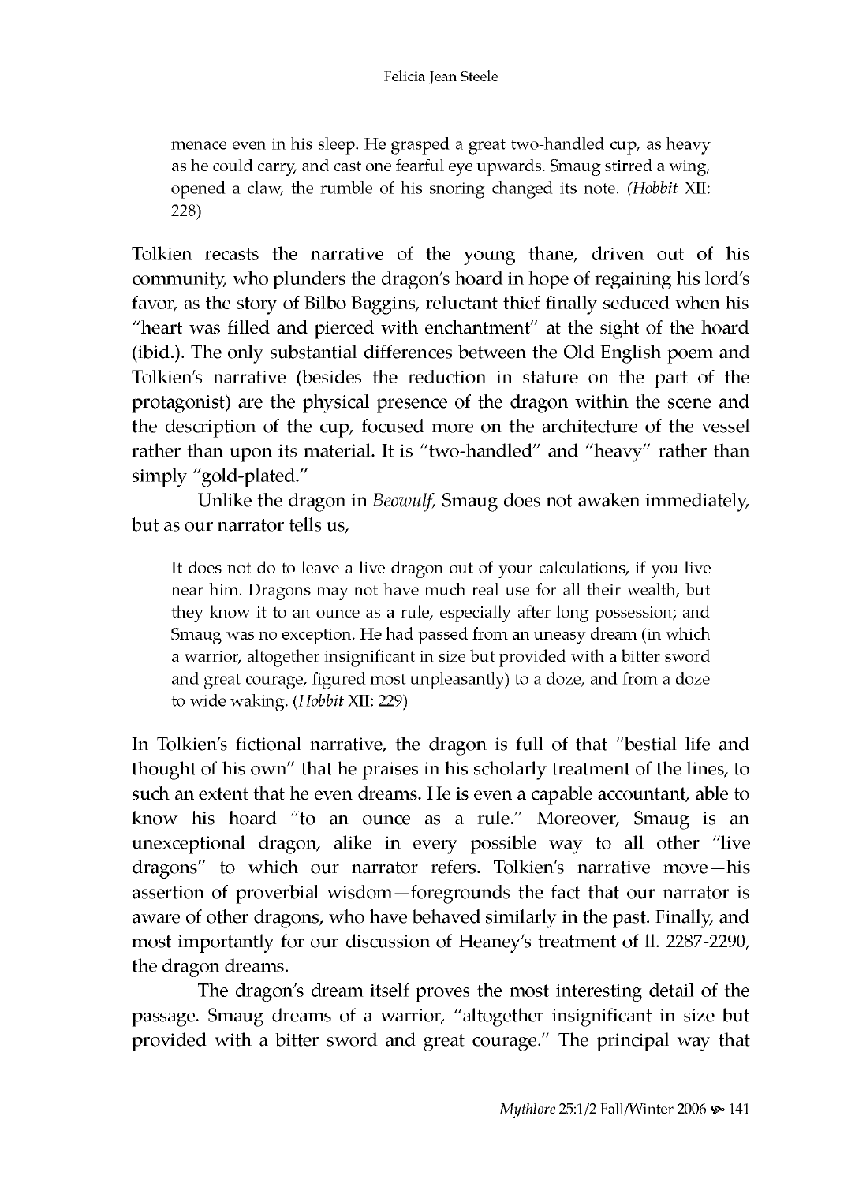> menace even in his sleep. He grasped a great two-handled cup, as heavy as he could carry, and cast one fearful eye upwards. Smaug stirred a wing, opened a claw, the rumble of his snoring changed its note. (*Hobbit* XII: 228)

Tolkien recasts the narrative of the young thane, driven out of his community, who plunders the dragon's hoard in hope of regaining his lord's favor, as the story of Bilbo Baggins, reluctant thief finally seduced when his "heart was filled and pierced with enchantment" at the sight of the hoard (ibid.). The only substantial differences between the Old English poem and Tolkien's narrative (besides the reduction in stature on the part of the protagonist) are the physical presence of the dragon within the scene and the description of the cup, focused more on the architecture of the vessel rather than upon its material. It is "two-handled" and "heavy" rather than simply "gold-plated."

Unlike the dragon in *Beowulf,* Smaug does not awaken immediately, but as our narrator tells us,

> It does not do to leave a live dragon out of your calculations, if you live near him. Dragons may not have much real use for all their wealth, but they know it to an ounce as a rule, especially after long possession; and Smaug was no exception. He had passed from an uneasy dream (in which a warrior, altogether insignificant in size but provided with a bitter sword and great courage, figured most unpleasantly) to a doze, and from a doze to wide waking. (*Hobbit* XII: 229)

In Tolkien's fictional narrative, the dragon is full of that "bestial life and thought of his own" that he praises in his scholarly treatment of the lines, to such an extent that he even dreams. He is even a capable accountant, able to know his hoard "to an ounce as a rule." Moreover, Smaug is an unexceptional dragon, alike in every possible way to all other "live dragons" to which our narrator refers. Tolkien's narrative move—his assertion of proverbial wisdom—foregrounds the fact that our narrator is aware of other dragons, who have behaved similarly in the past. Finally, and most importantly for our discussion of Heaney's treatment of ll. 2287-2290, the dragon dreams.

The dragon's dream itself proves the most interesting detail of the passage. Smaug dreams of a warrior, "altogether insignificant in size but provided with a bitter sword and great courage." The principal way that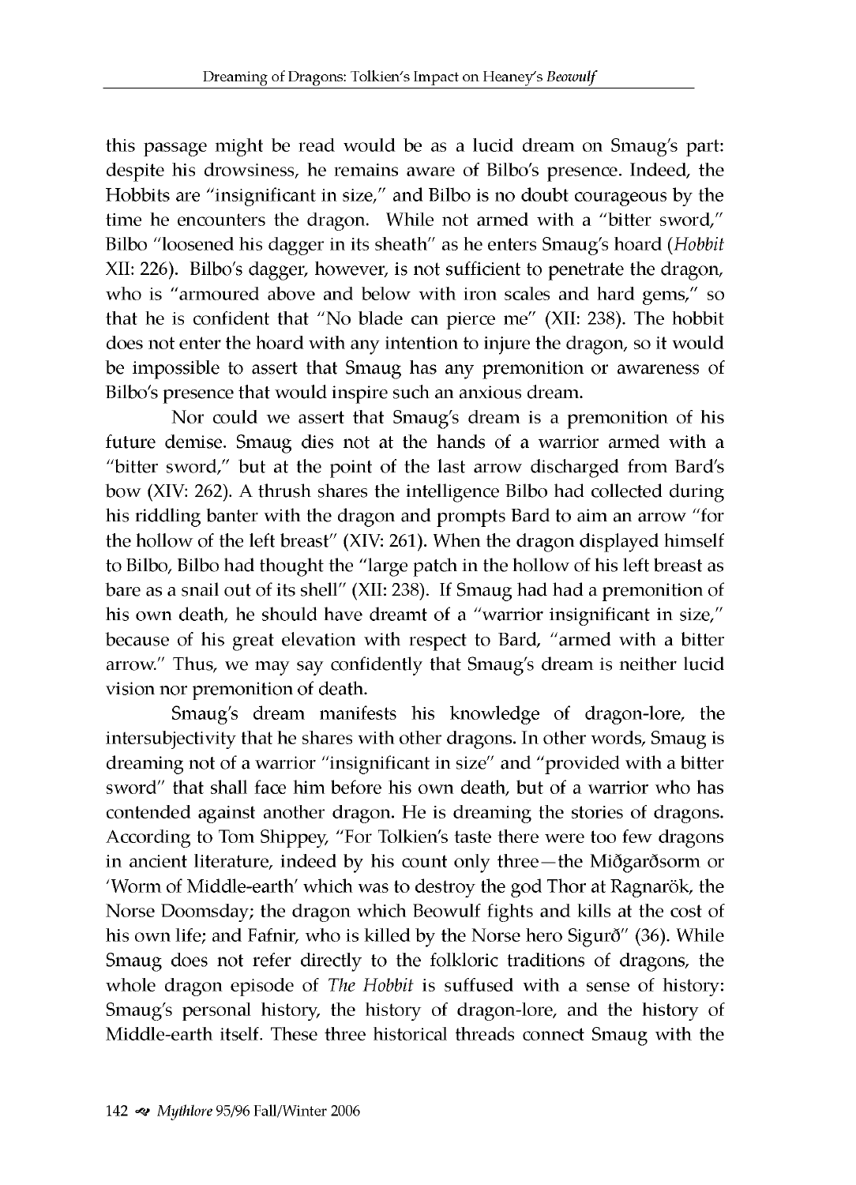this passage might be read would be as a lucid dream on Smaug's part: despite his drowsiness, he remains aware of Bilbo's presence. Indeed, the Hobbits are "insignificant in size," and Bilbo is no doubt courageous by the time he encounters the dragon. While not armed with a "bitter sword," Bilbo "loosened his dagger in its sheath" as he enters Smaug's hoard (*Hobbit* XII: 226). Bilbo's dagger, however, is not sufficient to penetrate the dragon, who is "armoured above and below with iron scales and hard gems," so that he is confident that "No blade can pierce me" (XII: 238). The hobbit does not enter the hoard with any intention to injure the dragon, so it would be impossible to assert that Smaug has any premonition or awareness of Bilbo's presence that would inspire such an anxious dream.

Nor could we assert that Smaug's dream is a premonition of his future demise. Smaug dies not at the hands of a warrior armed with a "bitter sword," but at the point of the last arrow discharged from Bard's bow (XIV: 262). A thrush shares the intelligence Bilbo had collected during his riddling banter with the dragon and prompts Bard to aim an arrow "for the hollow of the left breast" (XIV: 261). When the dragon displayed himself to Bilbo, Bilbo had thought the "large patch in the hollow of his left breast as bare as a snail out of its shell" (XII: 238). If Smaug had had a premonition of his own death, he should have dreamt of a "warrior insignificant in size," because of his great elevation with respect to Bard, "armed with a bitter arrow." Thus, we may say confidently that Smaug's dream is neither lucid vision nor premonition of death.

Smaug's dream manifests his knowledge of dragon-lore, the intersubjectivity that he shares with other dragons. In other words, Smaug is dreaming not of a warrior "insignificant in size" and "provided with a bitter sword" that shall face him before his own death, but of a warrior who has contended against another dragon. He is dreaming the stories of dragons. According to Tom Shippey, "For Tolkien's taste there were too few dragons in ancient literature, indeed by his count only three—the Miðgarðsorm or 'Worm of Middle-earth' which was to destroy the god Thor at Ragnarök, the Norse Doomsday; the dragon which Beowulf fights and kills at the cost of his own life; and Fafnir, who is killed by the Norse hero Sigurð" (36). While Smaug does not refer directly to the folkloric traditions of dragons, the whole dragon episode of *The Hobbit* is suffused with a sense of history: Smaug's personal history, the history of dragon-lore, and the history of Middle-earth itself. These three historical threads connect Smaug with the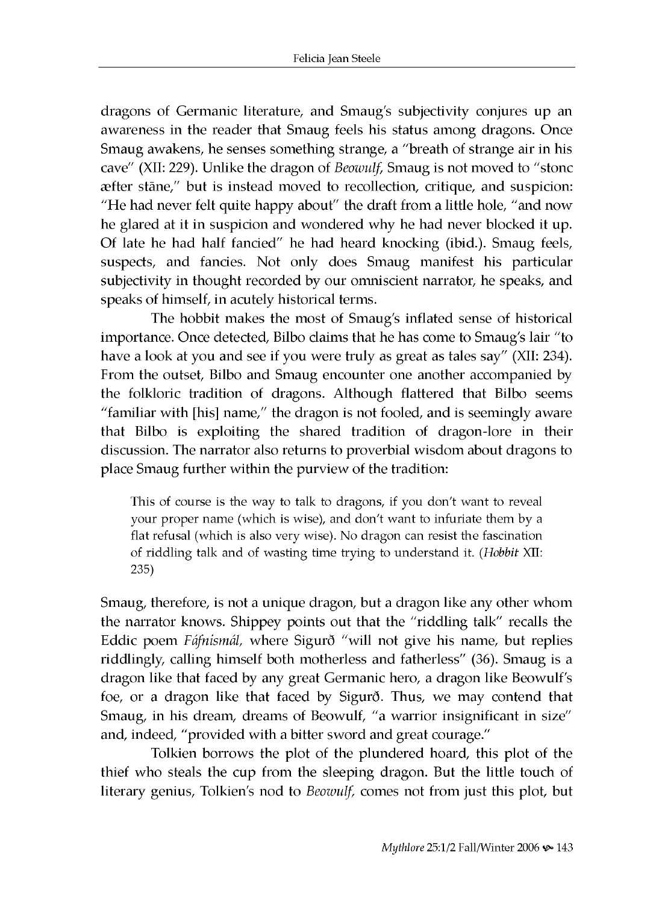dragons of Germanic literature, and Smaug's subjectivity conjures up an awareness in the reader that Smaug feels his status among dragons. Once Smaug awakens, he senses something strange, a "breath of strange air in his cave" (XII: 229). Unlike the dragon of *Beowulf*, Smaug is not moved to "stonc æfter stāne," but is instead moved to recollection, critique, and suspicion: "He had never felt quite happy about" the draft from a little hole, "and now he glared at it in suspicion and wondered why he had never blocked it up. Of late he had half fancied" he had heard knocking (ibid.). Smaug feels, suspects, and fancies. Not only does Smaug manifest his particular subjectivity in thought recorded by our omniscient narrator, he speaks, and speaks of himself, in acutely historical terms.

The hobbit makes the most of Smaug's inflated sense of historical importance. Once detected, Bilbo claims that he has come to Smaug's lair "to have a look at you and see if you were truly as great as tales say" (XII: 234). From the outset, Bilbo and Smaug encounter one another accompanied by the folkloric tradition of dragons. Although flattered that Bilbo seems "familiar with [his] name," the dragon is not fooled, and is seemingly aware that Bilbo is exploiting the shared tradition of dragon-lore in their discussion. The narrator also returns to proverbial wisdom about dragons to place Smaug further within the purview of the tradition:

> This of course is the way to talk to dragons, if you don't want to reveal your proper name (which is wise), and don't want to infuriate them by a flat refusal (which is also very wise). No dragon can resist the fascination of riddling talk and of wasting time trying to understand it. (*Hobbit* XII: 235)

Smaug, therefore, is not a unique dragon, but a dragon like any other whom the narrator knows. Shippey points out that the "riddling talk" recalls the Eddic poem *Fáfnismál,* where Sigurð "will not give his name, but replies riddlingly, calling himself both motherless and fatherless" (36). Smaug is a dragon like that faced by any great Germanic hero, a dragon like Beowulf's foe, or a dragon like that faced by Sigurð. Thus, we may contend that Smaug, in his dream, dreams of Beowulf, "a warrior insignificant in size" and, indeed, "provided with a bitter sword and great courage."

Tolkien borrows the plot of the plundered hoard, this plot of the thief who steals the cup from the sleeping dragon. But the little touch of literary genius, Tolkien's nod to *Beowulf,* comes not from just this plot, but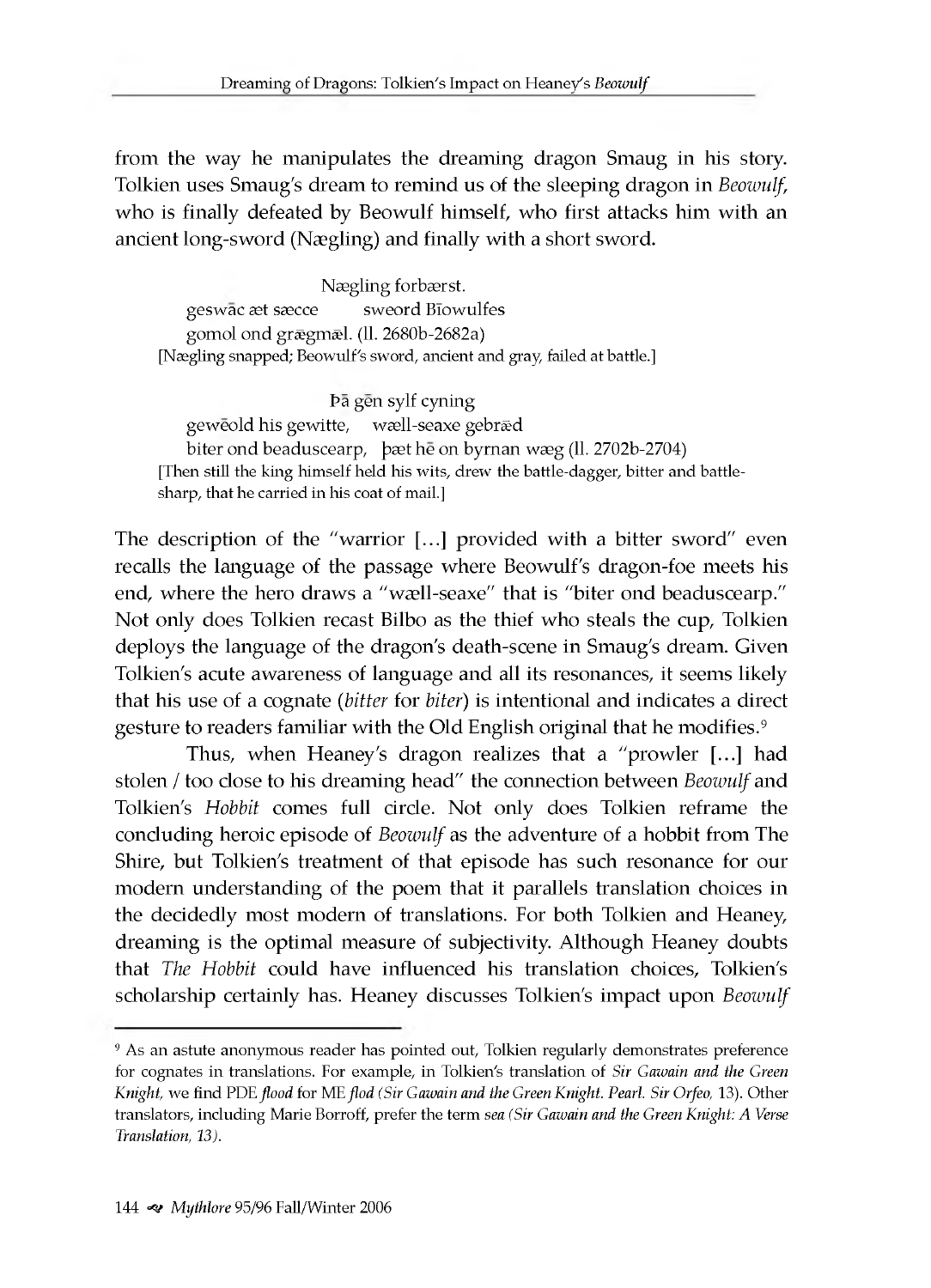from the way he manipulates the dreaming dragon Smaug in his story. Tolkien uses Smaug's dream to remind us of the sleeping dragon in *Beowulf*, who is finally defeated by Beowulf himself, who first attacks him with an ancient long-sword (Nægling) and finally with a short sword.

> Nægling forbærst.
> geswāc æt sæcce sweord Bīowulfes
> gomol ond grægmæl. (ll. 2680b-2682a)
> [Nægling snapped; Beowulf's sword, ancient and gray, failed at battle.]

> Þā gēn sylf cyning
> gewēold his gewitte, wæll-seaxe gebræd
> biter ond beaduscearp, þæt hē on byrnan wæg (ll. 2702b-2704)
> [Then still the king himself held his wits, drew the battle-dagger, bitter and battle-sharp, that he carried in his coat of mail.]

The description of the "warrior […] provided with a bitter sword" even recalls the language of the passage where Beowulf's dragon-foe meets his end, where the hero draws a "wæll-seaxe" that is "biter ond beaduscearp." Not only does Tolkien recast Bilbo as the thief who steals the cup, Tolkien deploys the language of the dragon's death-scene in Smaug's dream. Given Tolkien's acute awareness of language and all its resonances, it seems likely that his use of a cognate (*bitter* for *biter*) is intentional and indicates a direct gesture to readers familiar with the Old English original that he modifies.[9]

Thus, when Heaney's dragon realizes that a "prowler […] had stolen / too close to his dreaming head" the connection between *Beowulf* and Tolkien's *Hobbit* comes full circle. Not only does Tolkien reframe the concluding heroic episode of *Beowulf* as the adventure of a hobbit from The Shire, but Tolkien's treatment of that episode has such resonance for our modern understanding of the poem that it parallels translation choices in the decidedly most modern of translations. For both Tolkien and Heaney, dreaming is the optimal measure of subjectivity. Although Heaney doubts that *The Hobbit* could have influenced his translation choices, Tolkien's scholarship certainly has. Heaney discusses Tolkien's impact upon *Beowulf*

---

[9] As an astute anonymous reader has pointed out, Tolkien regularly demonstrates preference for cognates in translations. For example, in Tolkien's translation of *Sir Gawain and the Green Knight*, we find PDE *flood* for ME *flod* (*Sir Gawain and the Green Knight. Pearl. Sir Orfeo*, 13). Other translators, including Marie Borroff, prefer the term *sea* (*Sir Gawain and the Green Knight: A Verse Translation*, 13).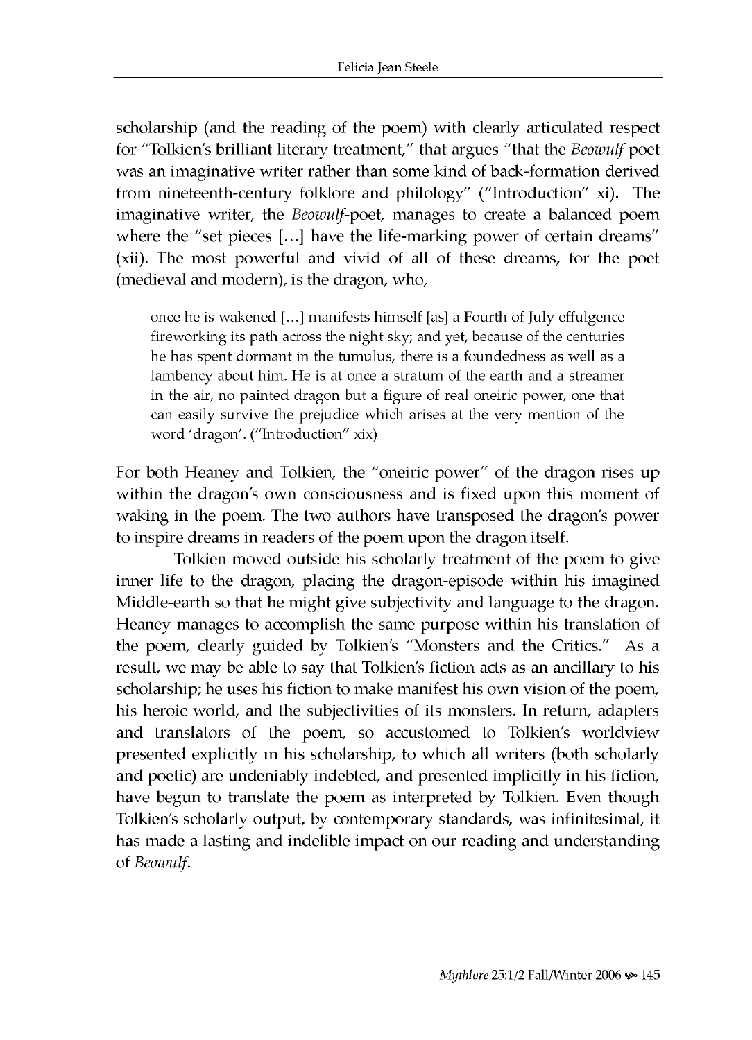scholarship (and the reading of the poem) with clearly articulated respect for "Tolkien's brilliant literary treatment," that argues "that the *Beowulf* poet was an imaginative writer rather than some kind of back-formation derived from nineteenth-century folklore and philology" ("Introduction" xi). The imaginative writer, the *Beowulf*-poet, manages to create a balanced poem where the "set pieces [...] have the life-marking power of certain dreams" (xii). The most powerful and vivid of all of these dreams, for the poet (medieval and modern), is the dragon, who,

> once he is wakened [...] manifests himself [as] a Fourth of July effulgence fireworking its path across the night sky; and yet, because of the centuries he has spent dormant in the tumulus, there is a foundedness as well as a lambency about him. He is at once a stratum of the earth and a streamer in the air, no painted dragon but a figure of real oneiric power, one that can easily survive the prejudice which arises at the very mention of the word 'dragon'. ("Introduction" xix)

For both Heaney and Tolkien, the "oneiric power" of the dragon rises up within the dragon's own consciousness and is fixed upon this moment of waking in the poem. The two authors have transposed the dragon's power to inspire dreams in readers of the poem upon the dragon itself.

Tolkien moved outside his scholarly treatment of the poem to give inner life to the dragon, placing the dragon-episode within his imagined Middle-earth so that he might give subjectivity and language to the dragon. Heaney manages to accomplish the same purpose within his translation of the poem, clearly guided by Tolkien's "Monsters and the Critics." As a result, we may be able to say that Tolkien's fiction acts as an ancillary to his scholarship; he uses his fiction to make manifest his own vision of the poem, his heroic world, and the subjectivities of its monsters. In return, adapters and translators of the poem, so accustomed to Tolkien's worldview presented explicitly in his scholarship, to which all writers (both scholarly and poetic) are undeniably indebted, and presented implicitly in his fiction, have begun to translate the poem as interpreted by Tolkien. Even though Tolkien's scholarly output, by contemporary standards, was infinitesimal, it has made a lasting and indelible impact on our reading and understanding of *Beowulf*.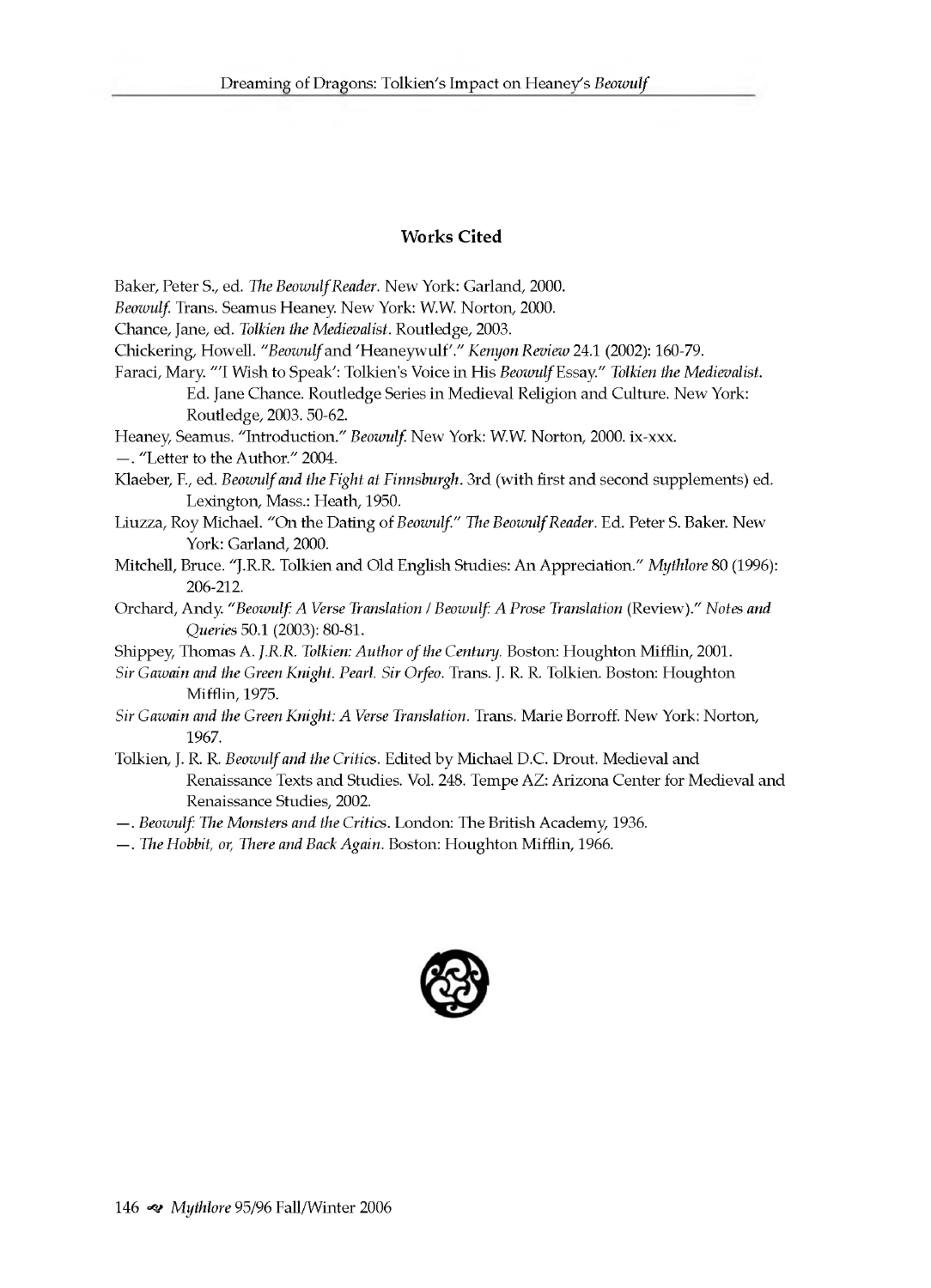## Works Cited

Baker, Peter S., ed. *The Beowulf Reader*. New York: Garland, 2000.

*Beowulf*. Trans. Seamus Heaney. New York: W.W. Norton, 2000.

Chance, Jane, ed. *Tolkien the Medievalist*. Routledge, 2003.

Chickering, Howell. "*Beowulf* and 'Heaneywulf'." *Kenyon Review* 24.1 (2002): 160-79.

Faraci, Mary. "'I Wish to Speak': Tolkien's Voice in His *Beowulf* Essay." *Tolkien the Medievalist*. Ed. Jane Chance. Routledge Series in Medieval Religion and Culture. New York: Routledge, 2003. 50-62.

Heaney, Seamus. "Introduction." *Beowulf*. New York: W.W. Norton, 2000. ix-xxx.

—. "Letter to the Author." 2004.

Klaeber, F., ed. *Beowulf and the Fight at Finnsburgh*. 3rd (with first and second supplements) ed. Lexington, Mass.: Heath, 1950.

Liuzza, Roy Michael. "On the Dating of *Beowulf*." *The Beowulf Reader*. Ed. Peter S. Baker. New York: Garland, 2000.

Mitchell, Bruce. "J.R.R. Tolkien and Old English Studies: An Appreciation." *Mythlore* 80 (1996): 206-212.

Orchard, Andy. "*Beowulf: A Verse Translation / Beowulf: A Prose Translation* (Review)." *Notes and Queries* 50.1 (2003): 80-81.

Shippey, Thomas A. *J.R.R. Tolkien: Author of the Century*. Boston: Houghton Mifflin, 2001.

*Sir Gawain and the Green Knight. Pearl. Sir Orfeo*. Trans. J. R. R. Tolkien. Boston: Houghton Mifflin, 1975.

*Sir Gawain and the Green Knight: A Verse Translation*. Trans. Marie Borroff. New York: Norton, 1967.

Tolkien, J. R. R. *Beowulf and the Critics*. Edited by Michael D.C. Drout. Medieval and Renaissance Texts and Studies. Vol. 248. Tempe AZ: Arizona Center for Medieval and Renaissance Studies, 2002.

—. *Beowulf: The Monsters and the Critics*. London: The British Academy, 1936.

—. *The Hobbit, or, There and Back Again*. Boston: Houghton Mifflin, 1966.